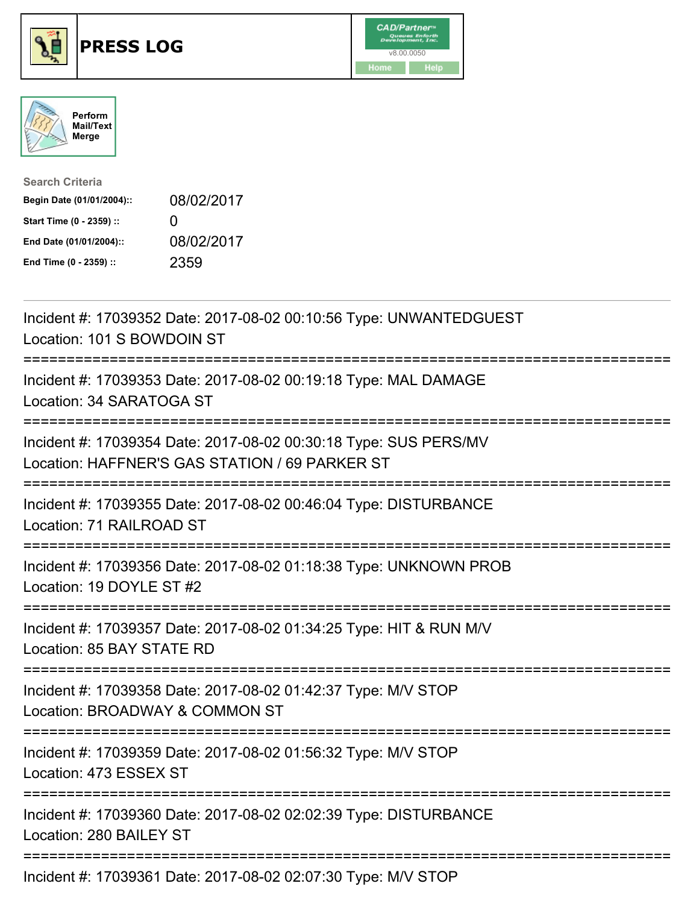# PRESS LOG

CAD/Partner
v8.00.0050
Home Help

Perform Mail/Text Merge

**Search Criteria**

| | |
|---|---|
| **Begin Date (01/01/2004)::** | 08/02/2017 |
| **Start Time (0 - 2359) ::** | 0 |
| **End Date (01/01/2004)::** | 08/02/2017 |
| **End Time (0 - 2359) ::** | 2359 |

---

Incident #: 17039352 Date: 2017-08-02 00:10:56 Type: UNWANTEDGUEST
Location: 101 S BOWDOIN ST

===========================================================================

Incident #: 17039353 Date: 2017-08-02 00:19:18 Type: MAL DAMAGE
Location: 34 SARATOGA ST

===========================================================================

Incident #: 17039354 Date: 2017-08-02 00:30:18 Type: SUS PERS/MV
Location: HAFFNER'S GAS STATION / 69 PARKER ST

===========================================================================

Incident #: 17039355 Date: 2017-08-02 00:46:04 Type: DISTURBANCE
Location: 71 RAILROAD ST

===========================================================================

Incident #: 17039356 Date: 2017-08-02 01:18:38 Type: UNKNOWN PROB
Location: 19 DOYLE ST #2

===========================================================================

Incident #: 17039357 Date: 2017-08-02 01:34:25 Type: HIT & RUN M/V
Location: 85 BAY STATE RD

===========================================================================

Incident #: 17039358 Date: 2017-08-02 01:42:37 Type: M/V STOP
Location: BROADWAY & COMMON ST

===========================================================================

Incident #: 17039359 Date: 2017-08-02 01:56:32 Type: M/V STOP
Location: 473 ESSEX ST

===========================================================================

Incident #: 17039360 Date: 2017-08-02 02:02:39 Type: DISTURBANCE
Location: 280 BAILEY ST

===========================================================================

Incident #: 17039361 Date: 2017-08-02 02:07:30 Type: M/V STOP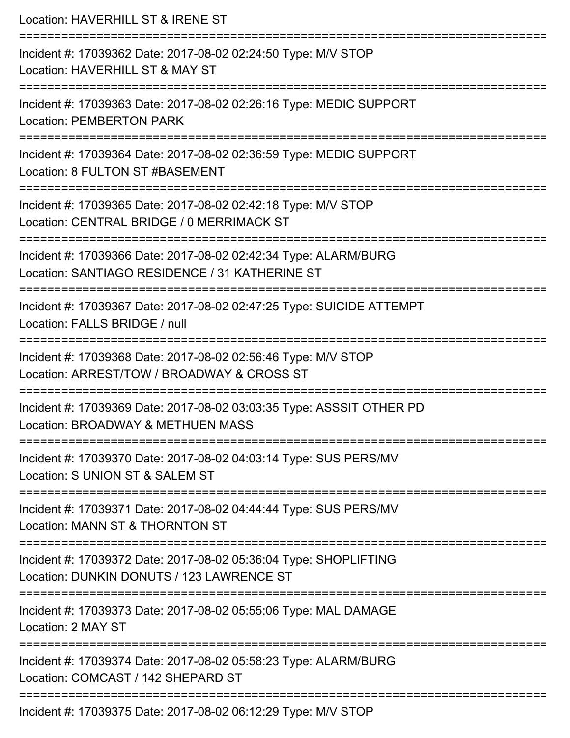Location: HAVERHILL ST & IRENE ST

===========================================================================

Incident #: 17039362 Date: 2017-08-02 02:24:50 Type: M/V STOP

Location: HAVERHILL ST & MAY ST

===========================================================================

Incident #: 17039363 Date: 2017-08-02 02:26:16 Type: MEDIC SUPPORT

Location: PEMBERTON PARK

===========================================================================

Incident #: 17039364 Date: 2017-08-02 02:36:59 Type: MEDIC SUPPORT

Location: 8 FULTON ST #BASEMENT

===========================================================================

Incident #: 17039365 Date: 2017-08-02 02:42:18 Type: M/V STOP

Location: CENTRAL BRIDGE / 0 MERRIMACK ST

===========================================================================

Incident #: 17039366 Date: 2017-08-02 02:42:34 Type: ALARM/BURG

Location: SANTIAGO RESIDENCE / 31 KATHERINE ST

===========================================================================

Incident #: 17039367 Date: 2017-08-02 02:47:25 Type: SUICIDE ATTEMPT

Location: FALLS BRIDGE / null

===========================================================================

Incident #: 17039368 Date: 2017-08-02 02:56:46 Type: M/V STOP

Location: ARREST/TOW / BROADWAY & CROSS ST

===========================================================================

Incident #: 17039369 Date: 2017-08-02 03:03:35 Type: ASSSIT OTHER PD

Location: BROADWAY & METHUEN MASS

===========================================================================

Incident #: 17039370 Date: 2017-08-02 04:03:14 Type: SUS PERS/MV

Location: S UNION ST & SALEM ST

===========================================================================

Incident #: 17039371 Date: 2017-08-02 04:44:44 Type: SUS PERS/MV

Location: MANN ST & THORNTON ST

===========================================================================

Incident #: 17039372 Date: 2017-08-02 05:36:04 Type: SHOPLIFTING

Location: DUNKIN DONUTS / 123 LAWRENCE ST

===========================================================================

Incident #: 17039373 Date: 2017-08-02 05:55:06 Type: MAL DAMAGE

Location: 2 MAY ST

===========================================================================

Incident #: 17039374 Date: 2017-08-02 05:58:23 Type: ALARM/BURG

Location: COMCAST / 142 SHEPARD ST

===========================================================================

Incident #: 17039375 Date: 2017-08-02 06:12:29 Type: M/V STOP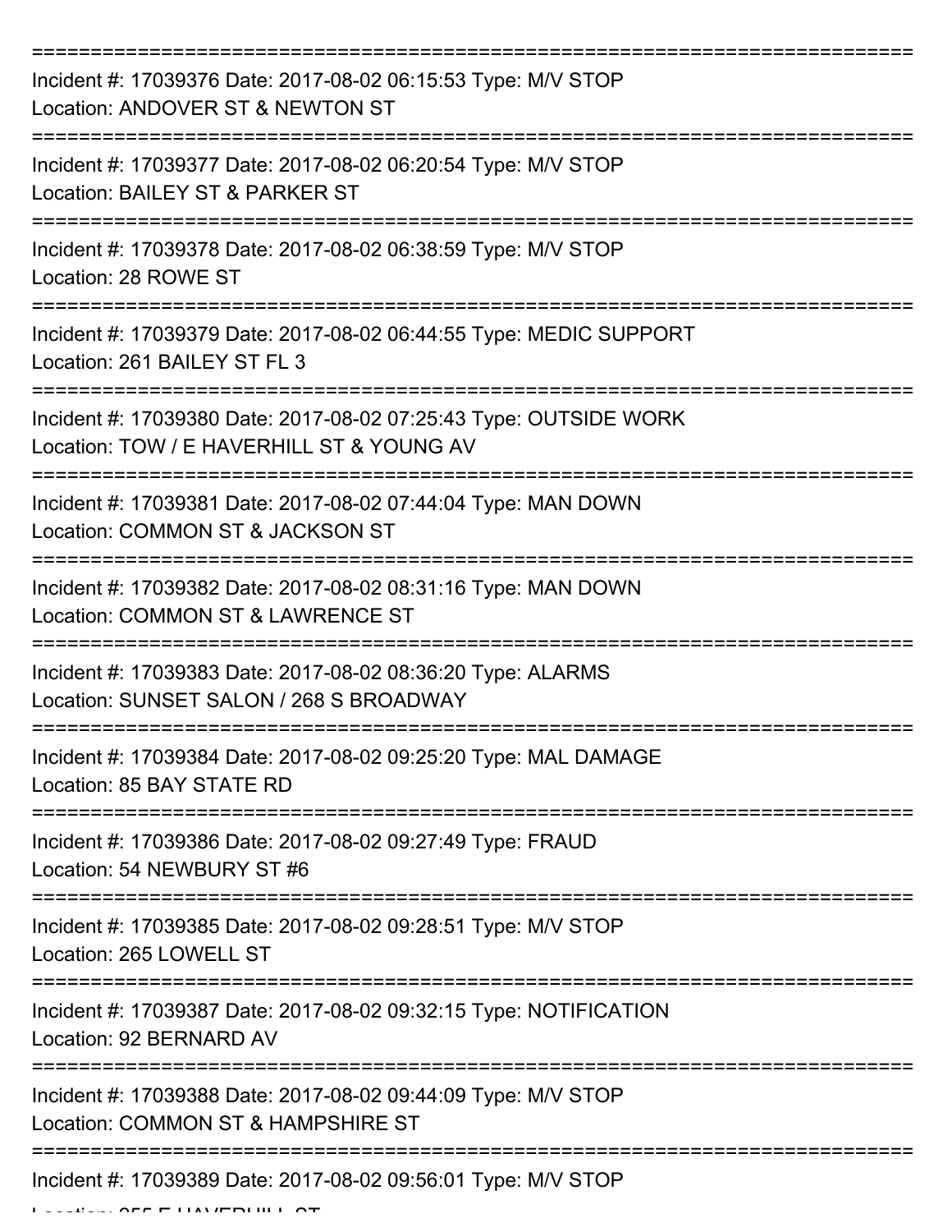Incident #: 17039376 Date: 2017-08-02 06:15:53 Type: M/V STOP
Location: ANDOVER ST & NEWTON ST

Incident #: 17039377 Date: 2017-08-02 06:20:54 Type: M/V STOP
Location: BAILEY ST & PARKER ST

Incident #: 17039378 Date: 2017-08-02 06:38:59 Type: M/V STOP
Location: 28 ROWE ST

Incident #: 17039379 Date: 2017-08-02 06:44:55 Type: MEDIC SUPPORT
Location: 261 BAILEY ST FL 3

Incident #: 17039380 Date: 2017-08-02 07:25:43 Type: OUTSIDE WORK
Location: TOW / E HAVERHILL ST & YOUNG AV

Incident #: 17039381 Date: 2017-08-02 07:44:04 Type: MAN DOWN
Location: COMMON ST & JACKSON ST

Incident #: 17039382 Date: 2017-08-02 08:31:16 Type: MAN DOWN
Location: COMMON ST & LAWRENCE ST

Incident #: 17039383 Date: 2017-08-02 08:36:20 Type: ALARMS
Location: SUNSET SALON / 268 S BROADWAY

Incident #: 17039384 Date: 2017-08-02 09:25:20 Type: MAL DAMAGE
Location: 85 BAY STATE RD

Incident #: 17039386 Date: 2017-08-02 09:27:49 Type: FRAUD
Location: 54 NEWBURY ST #6

Incident #: 17039385 Date: 2017-08-02 09:28:51 Type: M/V STOP
Location: 265 LOWELL ST

Incident #: 17039387 Date: 2017-08-02 09:32:15 Type: NOTIFICATION
Location: 92 BERNARD AV

Incident #: 17039388 Date: 2017-08-02 09:44:09 Type: M/V STOP
Location: COMMON ST & HAMPSHIRE ST

Incident #: 17039389 Date: 2017-08-02 09:56:01 Type: M/V STOP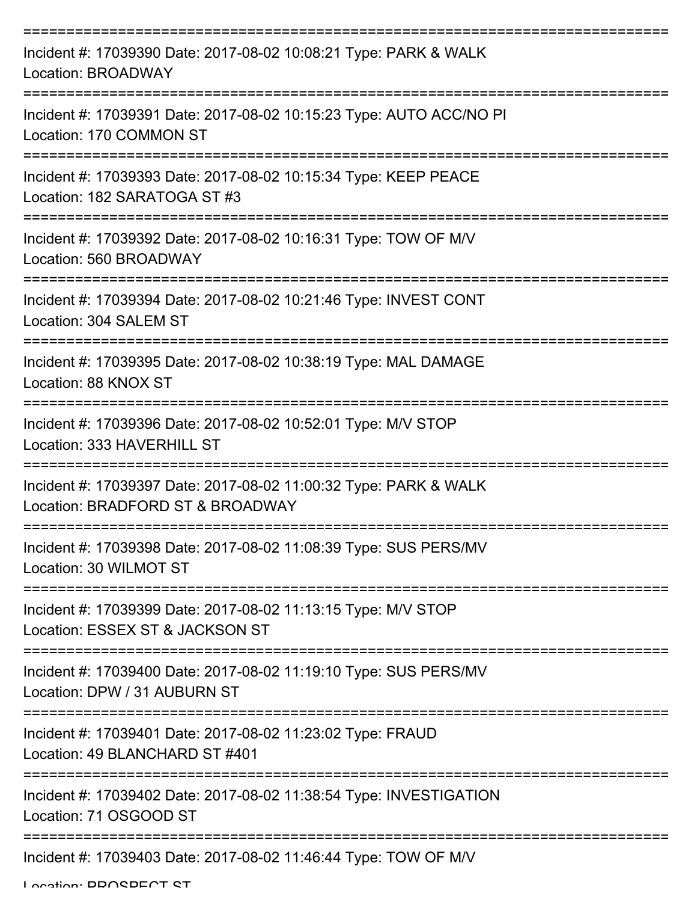Incident #: 17039390 Date: 2017-08-02 10:08:21 Type: PARK & WALK
Location: BROADWAY

Incident #: 17039391 Date: 2017-08-02 10:15:23 Type: AUTO ACC/NO PI
Location: 170 COMMON ST

Incident #: 17039393 Date: 2017-08-02 10:15:34 Type: KEEP PEACE
Location: 182 SARATOGA ST #3

Incident #: 17039392 Date: 2017-08-02 10:16:31 Type: TOW OF M/V
Location: 560 BROADWAY

Incident #: 17039394 Date: 2017-08-02 10:21:46 Type: INVEST CONT
Location: 304 SALEM ST

Incident #: 17039395 Date: 2017-08-02 10:38:19 Type: MAL DAMAGE
Location: 88 KNOX ST

Incident #: 17039396 Date: 2017-08-02 10:52:01 Type: M/V STOP
Location: 333 HAVERHILL ST

Incident #: 17039397 Date: 2017-08-02 11:00:32 Type: PARK & WALK
Location: BRADFORD ST & BROADWAY

Incident #: 17039398 Date: 2017-08-02 11:08:39 Type: SUS PERS/MV
Location: 30 WILMOT ST

Incident #: 17039399 Date: 2017-08-02 11:13:15 Type: M/V STOP
Location: ESSEX ST & JACKSON ST

Incident #: 17039400 Date: 2017-08-02 11:19:10 Type: SUS PERS/MV
Location: DPW / 31 AUBURN ST

Incident #: 17039401 Date: 2017-08-02 11:23:02 Type: FRAUD
Location: 49 BLANCHARD ST #401

Incident #: 17039402 Date: 2017-08-02 11:38:54 Type: INVESTIGATION
Location: 71 OSGOOD ST

Incident #: 17039403 Date: 2017-08-02 11:46:44 Type: TOW OF M/V
Location: PROSPECT ST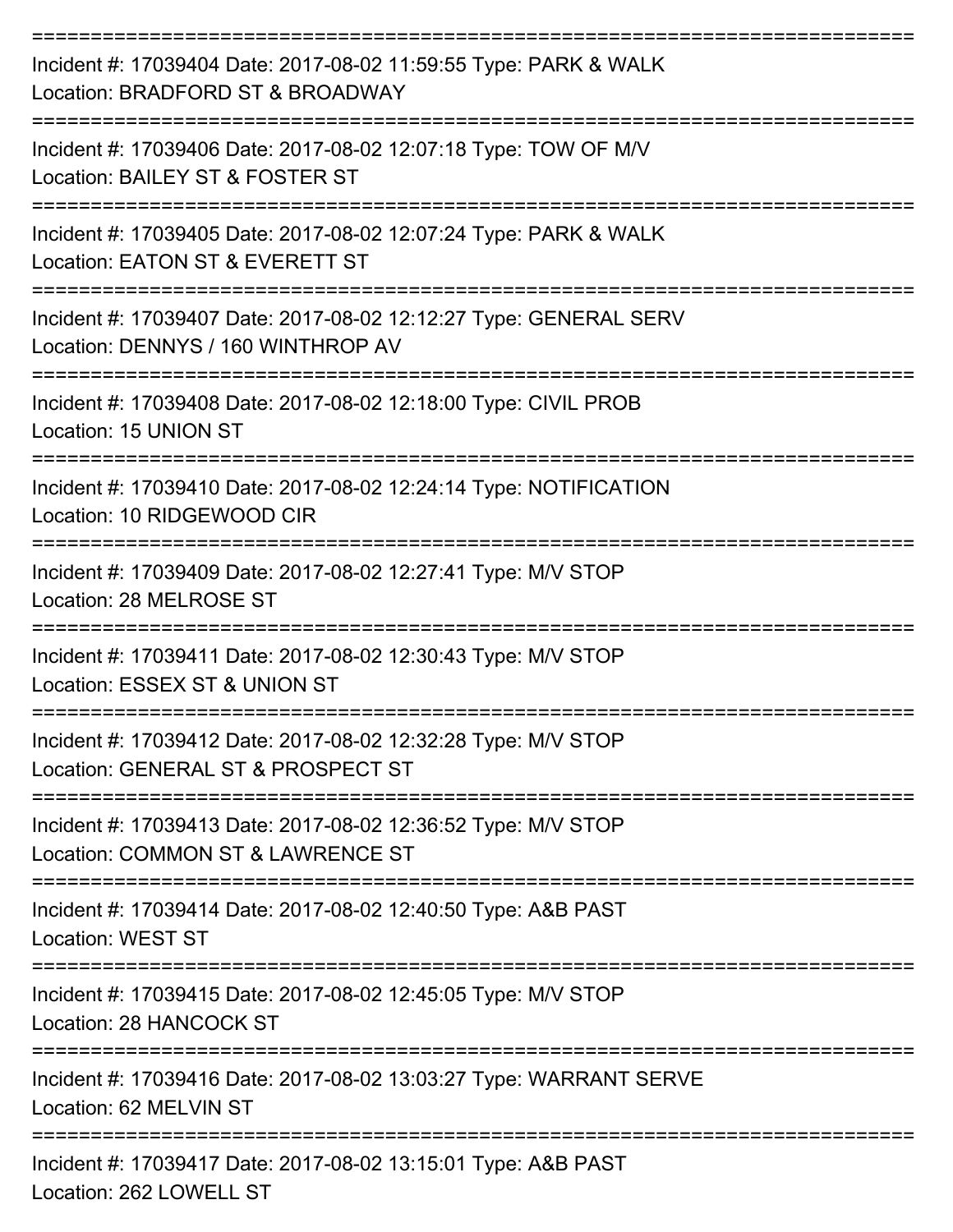===========================================================================
Incident #: 17039404 Date: 2017-08-02 11:59:55 Type: PARK & WALK
Location: BRADFORD ST & BROADWAY
===========================================================================
Incident #: 17039406 Date: 2017-08-02 12:07:18 Type: TOW OF M/V
Location: BAILEY ST & FOSTER ST
===========================================================================
Incident #: 17039405 Date: 2017-08-02 12:07:24 Type: PARK & WALK
Location: EATON ST & EVERETT ST
===========================================================================
Incident #: 17039407 Date: 2017-08-02 12:12:27 Type: GENERAL SERV
Location: DENNYS / 160 WINTHROP AV
===========================================================================
Incident #: 17039408 Date: 2017-08-02 12:18:00 Type: CIVIL PROB
Location: 15 UNION ST
===========================================================================
Incident #: 17039410 Date: 2017-08-02 12:24:14 Type: NOTIFICATION
Location: 10 RIDGEWOOD CIR
===========================================================================
Incident #: 17039409 Date: 2017-08-02 12:27:41 Type: M/V STOP
Location: 28 MELROSE ST
===========================================================================
Incident #: 17039411 Date: 2017-08-02 12:30:43 Type: M/V STOP
Location: ESSEX ST & UNION ST
===========================================================================
Incident #: 17039412 Date: 2017-08-02 12:32:28 Type: M/V STOP
Location: GENERAL ST & PROSPECT ST
===========================================================================
Incident #: 17039413 Date: 2017-08-02 12:36:52 Type: M/V STOP
Location: COMMON ST & LAWRENCE ST
===========================================================================
Incident #: 17039414 Date: 2017-08-02 12:40:50 Type: A&B PAST
Location: WEST ST
===========================================================================
Incident #: 17039415 Date: 2017-08-02 12:45:05 Type: M/V STOP
Location: 28 HANCOCK ST
===========================================================================
Incident #: 17039416 Date: 2017-08-02 13:03:27 Type: WARRANT SERVE
Location: 62 MELVIN ST
===========================================================================
Incident #: 17039417 Date: 2017-08-02 13:15:01 Type: A&B PAST
Location: 262 LOWELL ST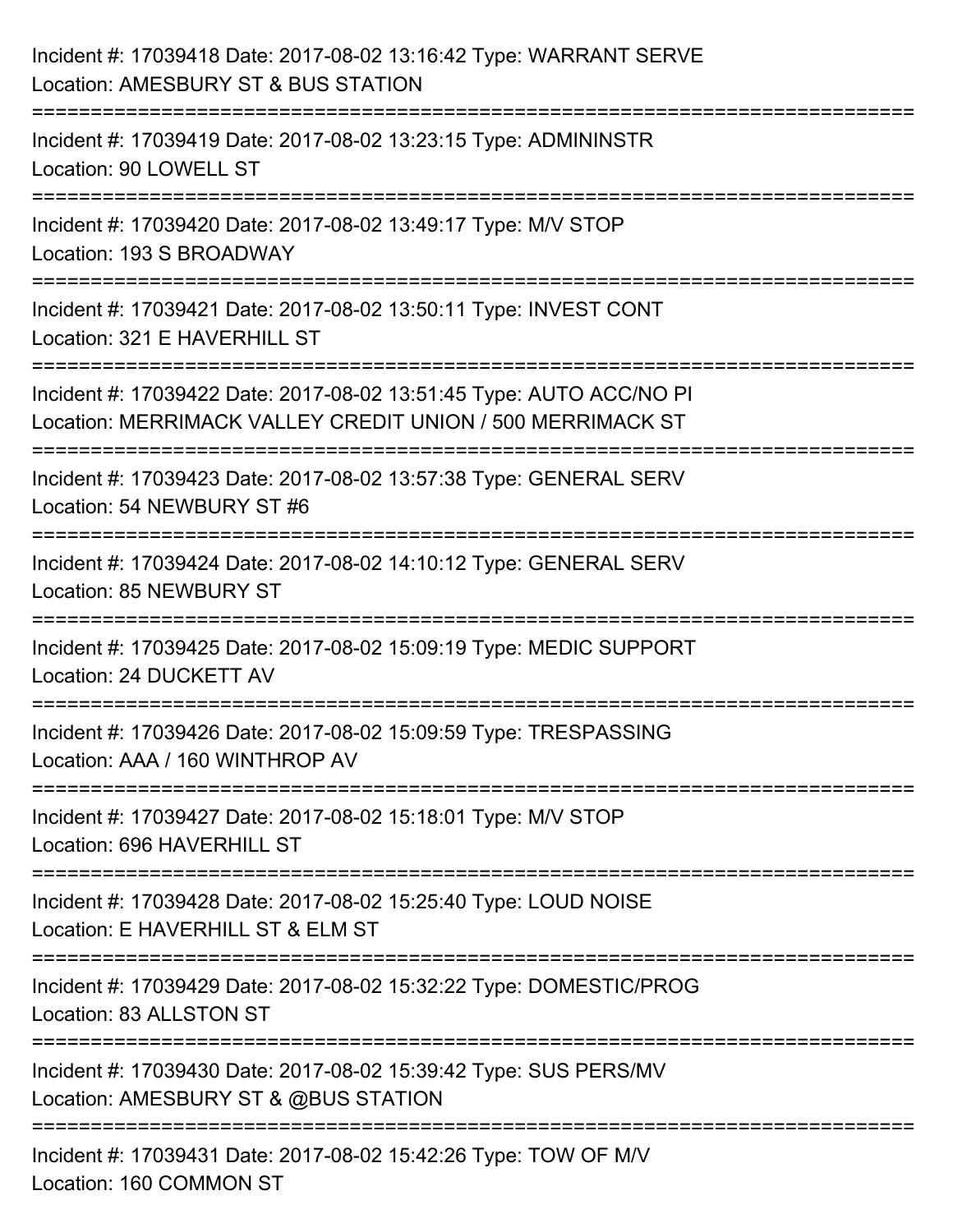Incident #: 17039418 Date: 2017-08-02 13:16:42 Type: WARRANT SERVE
Location: AMESBURY ST & BUS STATION

===========================================================================

Incident #: 17039419 Date: 2017-08-02 13:23:15 Type: ADMININSTR
Location: 90 LOWELL ST

===========================================================================

Incident #: 17039420 Date: 2017-08-02 13:49:17 Type: M/V STOP
Location: 193 S BROADWAY

===========================================================================

Incident #: 17039421 Date: 2017-08-02 13:50:11 Type: INVEST CONT
Location: 321 E HAVERHILL ST

===========================================================================

Incident #: 17039422 Date: 2017-08-02 13:51:45 Type: AUTO ACC/NO PI
Location: MERRIMACK VALLEY CREDIT UNION / 500 MERRIMACK ST

===========================================================================

Incident #: 17039423 Date: 2017-08-02 13:57:38 Type: GENERAL SERV
Location: 54 NEWBURY ST #6

===========================================================================

Incident #: 17039424 Date: 2017-08-02 14:10:12 Type: GENERAL SERV
Location: 85 NEWBURY ST

===========================================================================

Incident #: 17039425 Date: 2017-08-02 15:09:19 Type: MEDIC SUPPORT
Location: 24 DUCKETT AV

===========================================================================

Incident #: 17039426 Date: 2017-08-02 15:09:59 Type: TRESPASSING
Location: AAA / 160 WINTHROP AV

===========================================================================

Incident #: 17039427 Date: 2017-08-02 15:18:01 Type: M/V STOP
Location: 696 HAVERHILL ST

===========================================================================

Incident #: 17039428 Date: 2017-08-02 15:25:40 Type: LOUD NOISE
Location: E HAVERHILL ST & ELM ST

===========================================================================

Incident #: 17039429 Date: 2017-08-02 15:32:22 Type: DOMESTIC/PROG
Location: 83 ALLSTON ST

===========================================================================

Incident #: 17039430 Date: 2017-08-02 15:39:42 Type: SUS PERS/MV
Location: AMESBURY ST & @BUS STATION

===========================================================================

Incident #: 17039431 Date: 2017-08-02 15:42:26 Type: TOW OF M/V
Location: 160 COMMON ST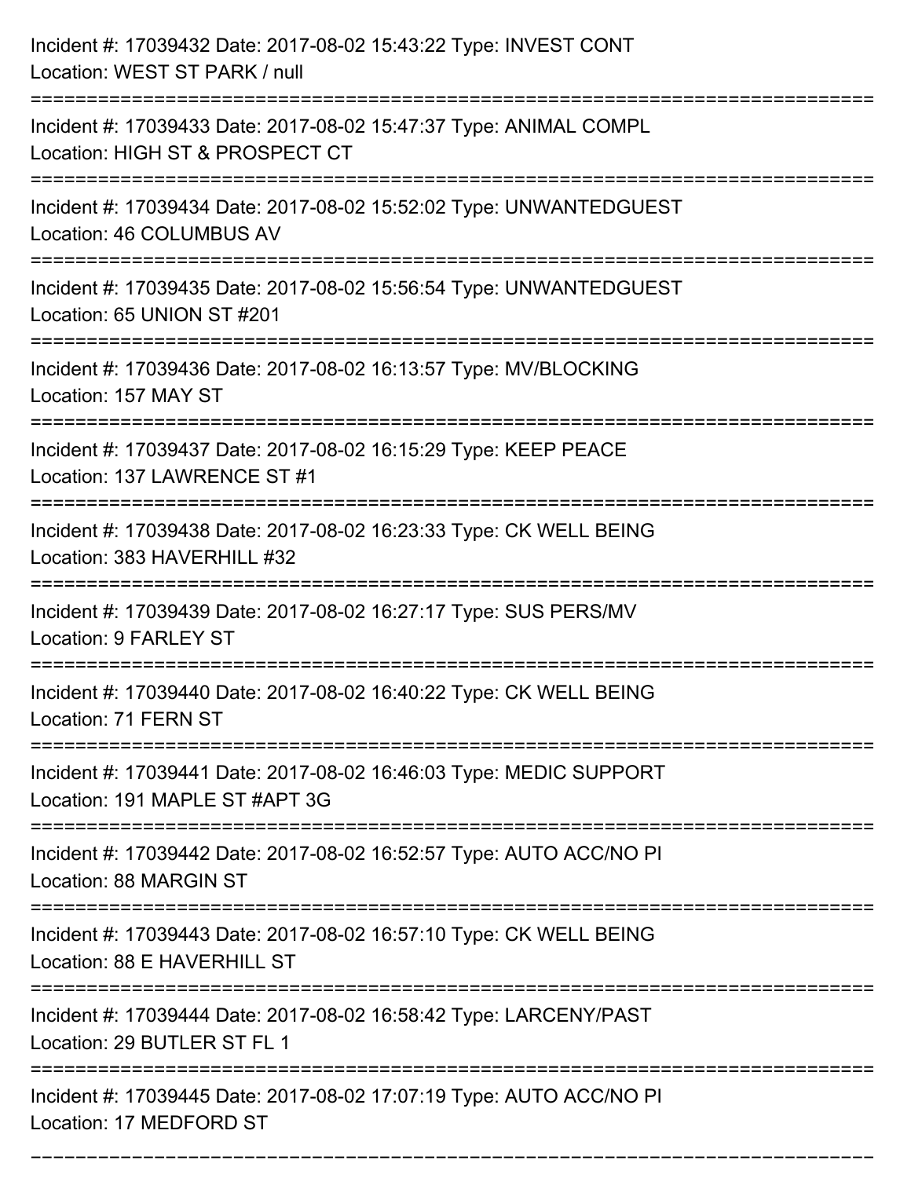Incident #: 17039432 Date: 2017-08-02 15:43:22 Type: INVEST CONT
Location: WEST ST PARK / null

===========================================================================

Incident #: 17039433 Date: 2017-08-02 15:47:37 Type: ANIMAL COMPL
Location: HIGH ST & PROSPECT CT

===========================================================================

Incident #: 17039434 Date: 2017-08-02 15:52:02 Type: UNWANTEDGUEST
Location: 46 COLUMBUS AV

===========================================================================

Incident #: 17039435 Date: 2017-08-02 15:56:54 Type: UNWANTEDGUEST
Location: 65 UNION ST #201

===========================================================================

Incident #: 17039436 Date: 2017-08-02 16:13:57 Type: MV/BLOCKING
Location: 157 MAY ST

===========================================================================

Incident #: 17039437 Date: 2017-08-02 16:15:29 Type: KEEP PEACE
Location: 137 LAWRENCE ST #1

===========================================================================

Incident #: 17039438 Date: 2017-08-02 16:23:33 Type: CK WELL BEING
Location: 383 HAVERHILL #32

===========================================================================

Incident #: 17039439 Date: 2017-08-02 16:27:17 Type: SUS PERS/MV
Location: 9 FARLEY ST

===========================================================================

Incident #: 17039440 Date: 2017-08-02 16:40:22 Type: CK WELL BEING
Location: 71 FERN ST

===========================================================================

Incident #: 17039441 Date: 2017-08-02 16:46:03 Type: MEDIC SUPPORT
Location: 191 MAPLE ST #APT 3G

===========================================================================

Incident #: 17039442 Date: 2017-08-02 16:52:57 Type: AUTO ACC/NO PI
Location: 88 MARGIN ST

===========================================================================

Incident #: 17039443 Date: 2017-08-02 16:57:10 Type: CK WELL BEING
Location: 88 E HAVERHILL ST

===========================================================================

Incident #: 17039444 Date: 2017-08-02 16:58:42 Type: LARCENY/PAST
Location: 29 BUTLER ST FL 1

===========================================================================

Incident #: 17039445 Date: 2017-08-02 17:07:19 Type: AUTO ACC/NO PI
Location: 17 MEDFORD ST

===========================================================================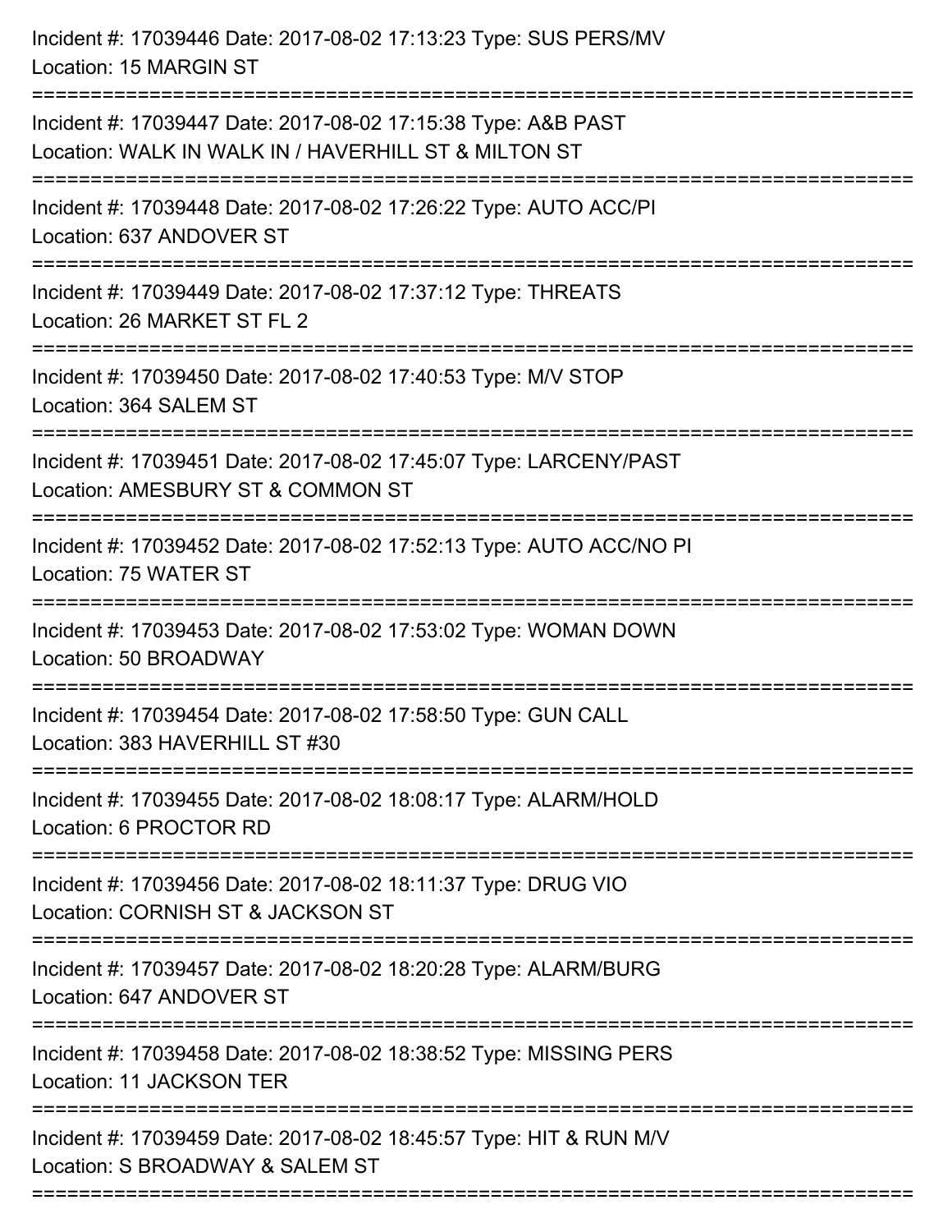Incident #: 17039446 Date: 2017-08-02 17:13:23 Type: SUS PERS/MV
Location: 15 MARGIN ST

===========================================================================

Incident #: 17039447 Date: 2017-08-02 17:15:38 Type: A&B PAST
Location: WALK IN WALK IN / HAVERHILL ST & MILTON ST

===========================================================================

Incident #: 17039448 Date: 2017-08-02 17:26:22 Type: AUTO ACC/PI
Location: 637 ANDOVER ST

===========================================================================

Incident #: 17039449 Date: 2017-08-02 17:37:12 Type: THREATS
Location: 26 MARKET ST FL 2

===========================================================================

Incident #: 17039450 Date: 2017-08-02 17:40:53 Type: M/V STOP
Location: 364 SALEM ST

===========================================================================

Incident #: 17039451 Date: 2017-08-02 17:45:07 Type: LARCENY/PAST
Location: AMESBURY ST & COMMON ST

===========================================================================

Incident #: 17039452 Date: 2017-08-02 17:52:13 Type: AUTO ACC/NO PI
Location: 75 WATER ST

===========================================================================

Incident #: 17039453 Date: 2017-08-02 17:53:02 Type: WOMAN DOWN
Location: 50 BROADWAY

===========================================================================

Incident #: 17039454 Date: 2017-08-02 17:58:50 Type: GUN CALL
Location: 383 HAVERHILL ST #30

===========================================================================

Incident #: 17039455 Date: 2017-08-02 18:08:17 Type: ALARM/HOLD
Location: 6 PROCTOR RD

===========================================================================

Incident #: 17039456 Date: 2017-08-02 18:11:37 Type: DRUG VIO
Location: CORNISH ST & JACKSON ST

===========================================================================

Incident #: 17039457 Date: 2017-08-02 18:20:28 Type: ALARM/BURG
Location: 647 ANDOVER ST

===========================================================================

Incident #: 17039458 Date: 2017-08-02 18:38:52 Type: MISSING PERS
Location: 11 JACKSON TER

===========================================================================

Incident #: 17039459 Date: 2017-08-02 18:45:57 Type: HIT & RUN M/V
Location: S BROADWAY & SALEM ST

===========================================================================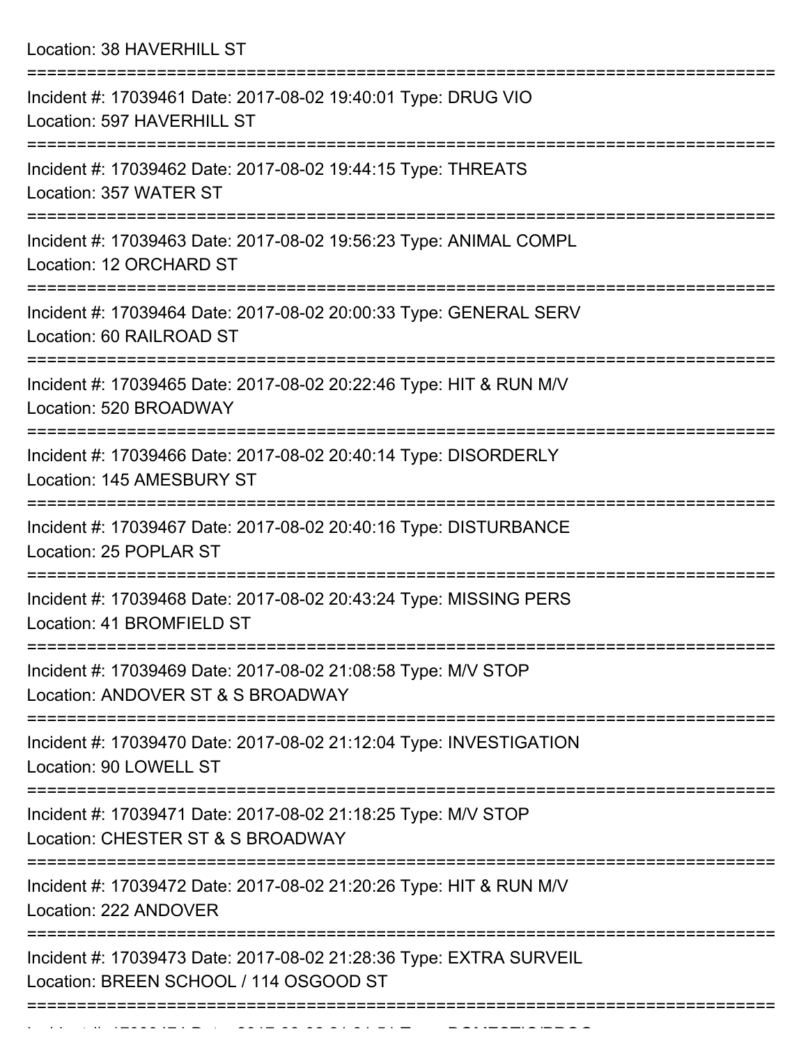Location: 38 HAVERHILL ST

===========================================================================

Incident #: 17039461 Date: 2017-08-02 19:40:01 Type: DRUG VIO
Location: 597 HAVERHILL ST

===========================================================================

Incident #: 17039462 Date: 2017-08-02 19:44:15 Type: THREATS
Location: 357 WATER ST

===========================================================================

Incident #: 17039463 Date: 2017-08-02 19:56:23 Type: ANIMAL COMPL
Location: 12 ORCHARD ST

===========================================================================

Incident #: 17039464 Date: 2017-08-02 20:00:33 Type: GENERAL SERV
Location: 60 RAILROAD ST

===========================================================================

Incident #: 17039465 Date: 2017-08-02 20:22:46 Type: HIT & RUN M/V
Location: 520 BROADWAY

===========================================================================

Incident #: 17039466 Date: 2017-08-02 20:40:14 Type: DISORDERLY
Location: 145 AMESBURY ST

===========================================================================

Incident #: 17039467 Date: 2017-08-02 20:40:16 Type: DISTURBANCE
Location: 25 POPLAR ST

===========================================================================

Incident #: 17039468 Date: 2017-08-02 20:43:24 Type: MISSING PERS
Location: 41 BROMFIELD ST

===========================================================================

Incident #: 17039469 Date: 2017-08-02 21:08:58 Type: M/V STOP
Location: ANDOVER ST & S BROADWAY

===========================================================================

Incident #: 17039470 Date: 2017-08-02 21:12:04 Type: INVESTIGATION
Location: 90 LOWELL ST

===========================================================================

Incident #: 17039471 Date: 2017-08-02 21:18:25 Type: M/V STOP
Location: CHESTER ST & S BROADWAY

===========================================================================

Incident #: 17039472 Date: 2017-08-02 21:20:26 Type: HIT & RUN M/V
Location: 222 ANDOVER

===========================================================================

Incident #: 17039473 Date: 2017-08-02 21:28:36 Type: EXTRA SURVEIL
Location: BREEN SCHOOL / 114 OSGOOD ST

===========================================================================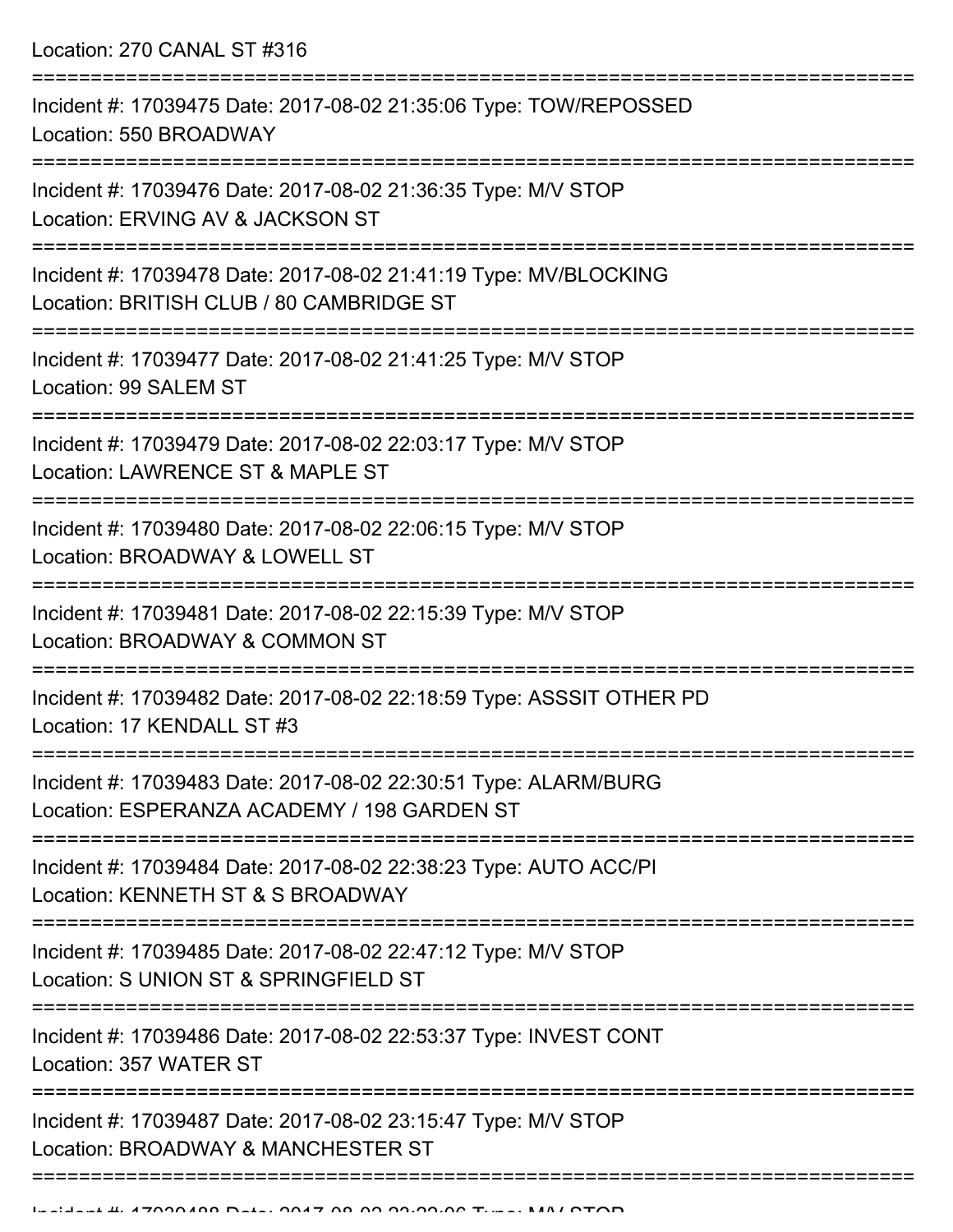Location: 270 CANAL ST #316

===========================================================================

Incident #: 17039475 Date: 2017-08-02 21:35:06 Type: TOW/REPOSSED
Location: 550 BROADWAY

===========================================================================

Incident #: 17039476 Date: 2017-08-02 21:36:35 Type: M/V STOP
Location: ERVING AV & JACKSON ST

===========================================================================

Incident #: 17039478 Date: 2017-08-02 21:41:19 Type: MV/BLOCKING
Location: BRITISH CLUB / 80 CAMBRIDGE ST

===========================================================================

Incident #: 17039477 Date: 2017-08-02 21:41:25 Type: M/V STOP
Location: 99 SALEM ST

===========================================================================

Incident #: 17039479 Date: 2017-08-02 22:03:17 Type: M/V STOP
Location: LAWRENCE ST & MAPLE ST

===========================================================================

Incident #: 17039480 Date: 2017-08-02 22:06:15 Type: M/V STOP
Location: BROADWAY & LOWELL ST

===========================================================================

Incident #: 17039481 Date: 2017-08-02 22:15:39 Type: M/V STOP
Location: BROADWAY & COMMON ST

===========================================================================

Incident #: 17039482 Date: 2017-08-02 22:18:59 Type: ASSSIT OTHER PD
Location: 17 KENDALL ST #3

===========================================================================

Incident #: 17039483 Date: 2017-08-02 22:30:51 Type: ALARM/BURG
Location: ESPERANZA ACADEMY / 198 GARDEN ST

===========================================================================

Incident #: 17039484 Date: 2017-08-02 22:38:23 Type: AUTO ACC/PI
Location: KENNETH ST & S BROADWAY

===========================================================================

Incident #: 17039485 Date: 2017-08-02 22:47:12 Type: M/V STOP
Location: S UNION ST & SPRINGFIELD ST

===========================================================================

Incident #: 17039486 Date: 2017-08-02 22:53:37 Type: INVEST CONT
Location: 357 WATER ST

===========================================================================

Incident #: 17039487 Date: 2017-08-02 23:15:47 Type: M/V STOP
Location: BROADWAY & MANCHESTER ST

===========================================================================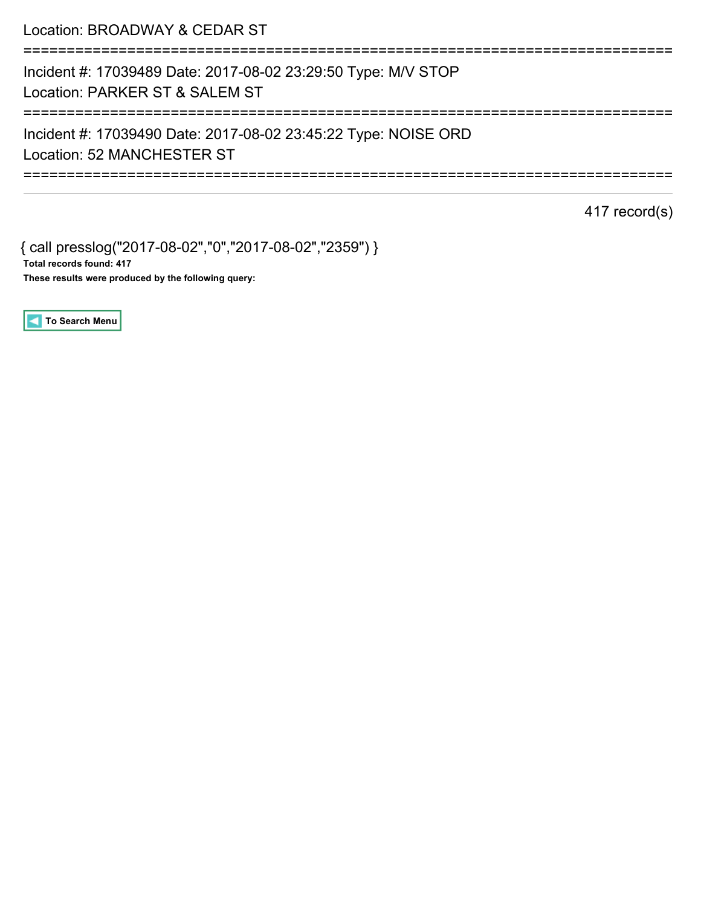Location: BROADWAY & CEDAR ST

===========================================================================

Incident #: 17039489 Date: 2017-08-02 23:29:50 Type: M/V STOP

Location: PARKER ST & SALEM ST

===========================================================================

Incident #: 17039490 Date: 2017-08-02 23:45:22 Type: NOISE ORD

Location: 52 MANCHESTER ST

===========================================================================

---

417 record(s)

{ call presslog("2017-08-02","0","2017-08-02","2359") }

**Total records found: 417**

**These results were produced by the following query:**

**To Search Menu**